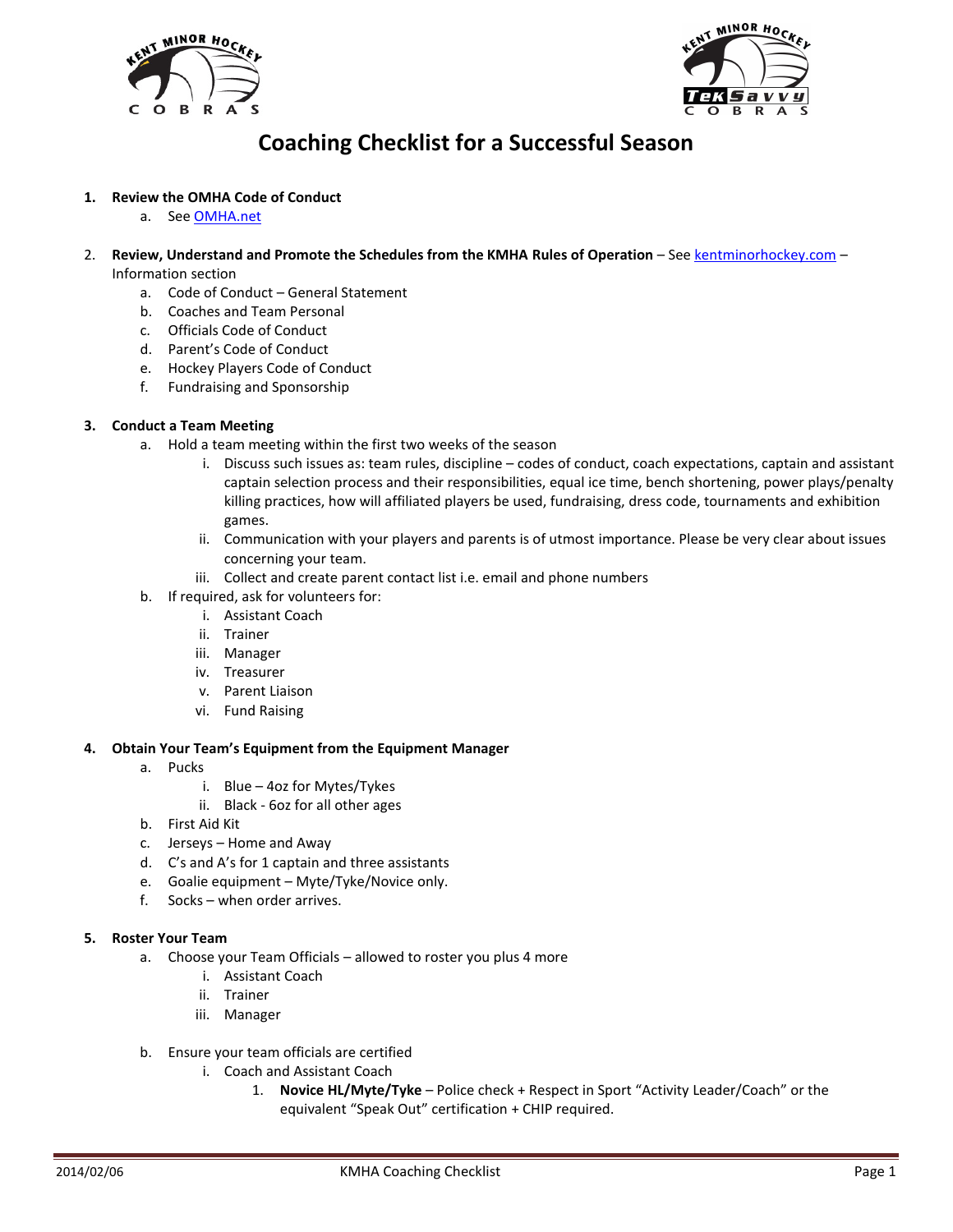# Coaching Checklist for a Successful Season

1. **Review the OMHA Code of Conduct**
   a. See [OMHA.net](OMHA.net)

2. **Review, Understand and Promote the Schedules from the KMHA Rules of Operation** – See [kentminorhockey.com](kentminorhockey.com) – Information section
   a. Code of Conduct – General Statement
   b. Coaches and Team Personal
   c. Officials Code of Conduct
   d. Parent's Code of Conduct
   e. Hockey Players Code of Conduct
   f. Fundraising and Sponsorship

3. **Conduct a Team Meeting**
   a. Hold a team meeting within the first two weeks of the season
      i. Discuss such issues as: team rules, discipline – codes of conduct, coach expectations, captain and assistant captain selection process and their responsibilities, equal ice time, bench shortening, power plays/penalty killing practices, how will affiliated players be used, fundraising, dress code, tournaments and exhibition games.
      ii. Communication with your players and parents is of utmost importance. Please be very clear about issues concerning your team.
      iii. Collect and create parent contact list i.e. email and phone numbers
   b. If required, ask for volunteers for:
      i. Assistant Coach
      ii. Trainer
      iii. Manager
      iv. Treasurer
      v. Parent Liaison
      vi. Fund Raising

4. **Obtain Your Team's Equipment from the Equipment Manager**
   a. Pucks
      i. Blue – 4oz for Mytes/Tykes
      ii. Black - 6oz for all other ages
   b. First Aid Kit
   c. Jerseys – Home and Away
   d. C's and A's for 1 captain and three assistants
   e. Goalie equipment – Myte/Tyke/Novice only.
   f. Socks – when order arrives.

5. **Roster Your Team**
   a. Choose your Team Officials – allowed to roster you plus 4 more
      i. Assistant Coach
      ii. Trainer
      iii. Manager
   b. Ensure your team officials are certified
      i. Coach and Assistant Coach
         1. **Novice HL/Myte/Tyke** – Police check + Respect in Sport "Activity Leader/Coach" or the equivalent "Speak Out" certification + CHIP required.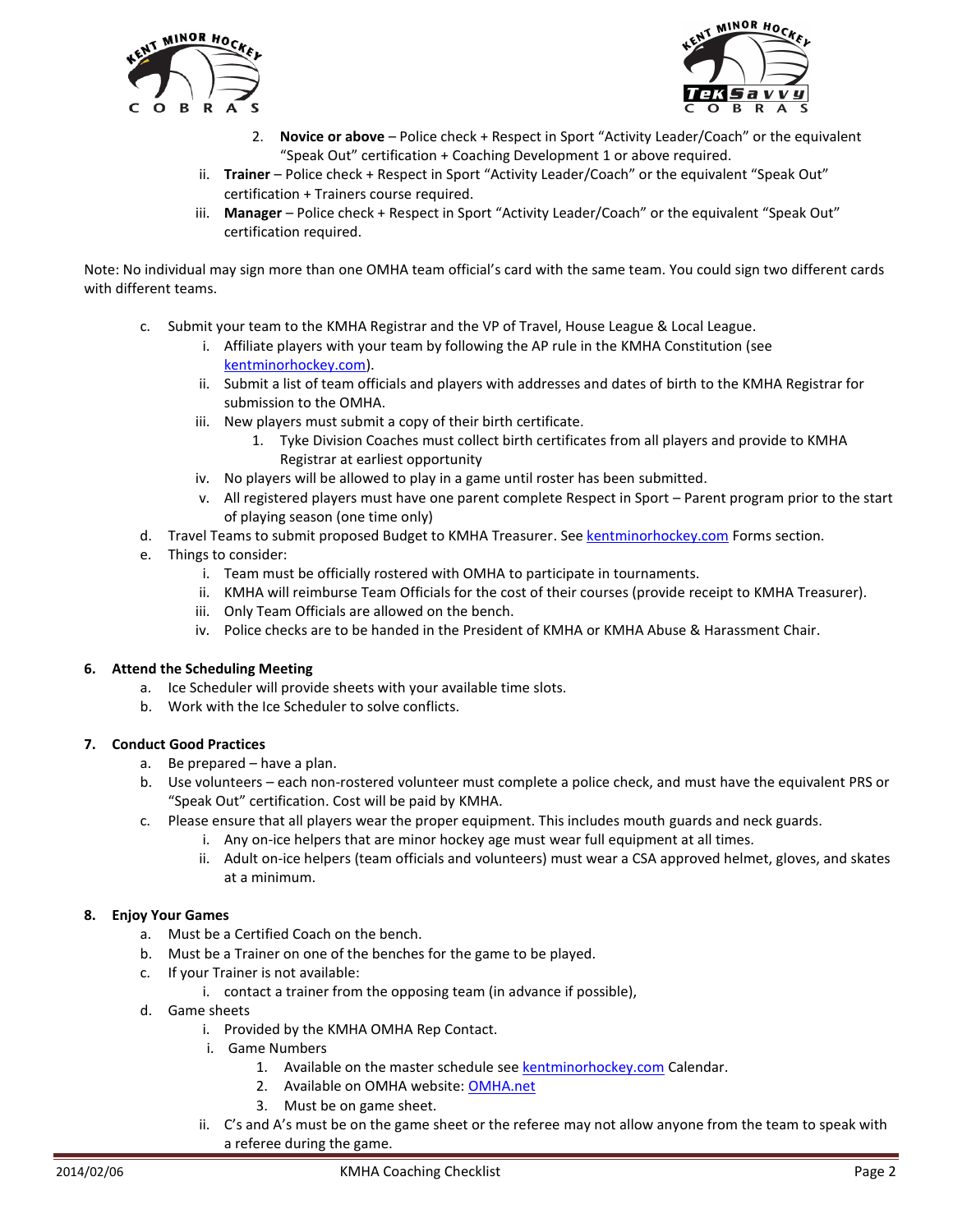2. **Novice or above** – Police check + Respect in Sport "Activity Leader/Coach" or the equivalent "Speak Out" certification + Coaching Development 1 or above required.

ii. **Trainer** – Police check + Respect in Sport "Activity Leader/Coach" or the equivalent "Speak Out" certification + Trainers course required.

iii. **Manager** – Police check + Respect in Sport "Activity Leader/Coach" or the equivalent "Speak Out" certification required.

Note: No individual may sign more than one OMHA team official's card with the same team. You could sign two different cards with different teams.

c. Submit your team to the KMHA Registrar and the VP of Travel, House League & Local League.
   - i. Affiliate players with your team by following the AP rule in the KMHA Constitution (see kentminorhockey.com).
   - ii. Submit a list of team officials and players with addresses and dates of birth to the KMHA Registrar for submission to the OMHA.
   - iii. New players must submit a copy of their birth certificate.
     1. Tyke Division Coaches must collect birth certificates from all players and provide to KMHA Registrar at earliest opportunity
   - iv. No players will be allowed to play in a game until roster has been submitted.
   - v. All registered players must have one parent complete Respect in Sport – Parent program prior to the start of playing season (one time only)

d. Travel Teams to submit proposed Budget to KMHA Treasurer. See kentminorhockey.com Forms section.

e. Things to consider:
   - i. Team must be officially rostered with OMHA to participate in tournaments.
   - ii. KMHA will reimburse Team Officials for the cost of their courses (provide receipt to KMHA Treasurer).
   - iii. Only Team Officials are allowed on the bench.
   - iv. Police checks are to be handed in the President of KMHA or KMHA Abuse & Harassment Chair.

**6. Attend the Scheduling Meeting**

a. Ice Scheduler will provide sheets with your available time slots.

b. Work with the Ice Scheduler to solve conflicts.

**7. Conduct Good Practices**

a. Be prepared – have a plan.

b. Use volunteers – each non-rostered volunteer must complete a police check, and must have the equivalent PRS or "Speak Out" certification. Cost will be paid by KMHA.

c. Please ensure that all players wear the proper equipment. This includes mouth guards and neck guards.
   - i. Any on-ice helpers that are minor hockey age must wear full equipment at all times.
   - ii. Adult on-ice helpers (team officials and volunteers) must wear a CSA approved helmet, gloves, and skates at a minimum.

**8. Enjoy Your Games**

a. Must be a Certified Coach on the bench.

b. Must be a Trainer on one of the benches for the game to be played.

c. If your Trainer is not available:
   - i. contact a trainer from the opposing team (in advance if possible),

d. Game sheets
   - i. Provided by the KMHA OMHA Rep Contact.
   - i. Game Numbers
     1. Available on the master schedule see kentminorhockey.com Calendar.
     2. Available on OMHA website: OMHA.net
     3. Must be on game sheet.
   - ii. C's and A's must be on the game sheet or the referee may not allow anyone from the team to speak with a referee during the game.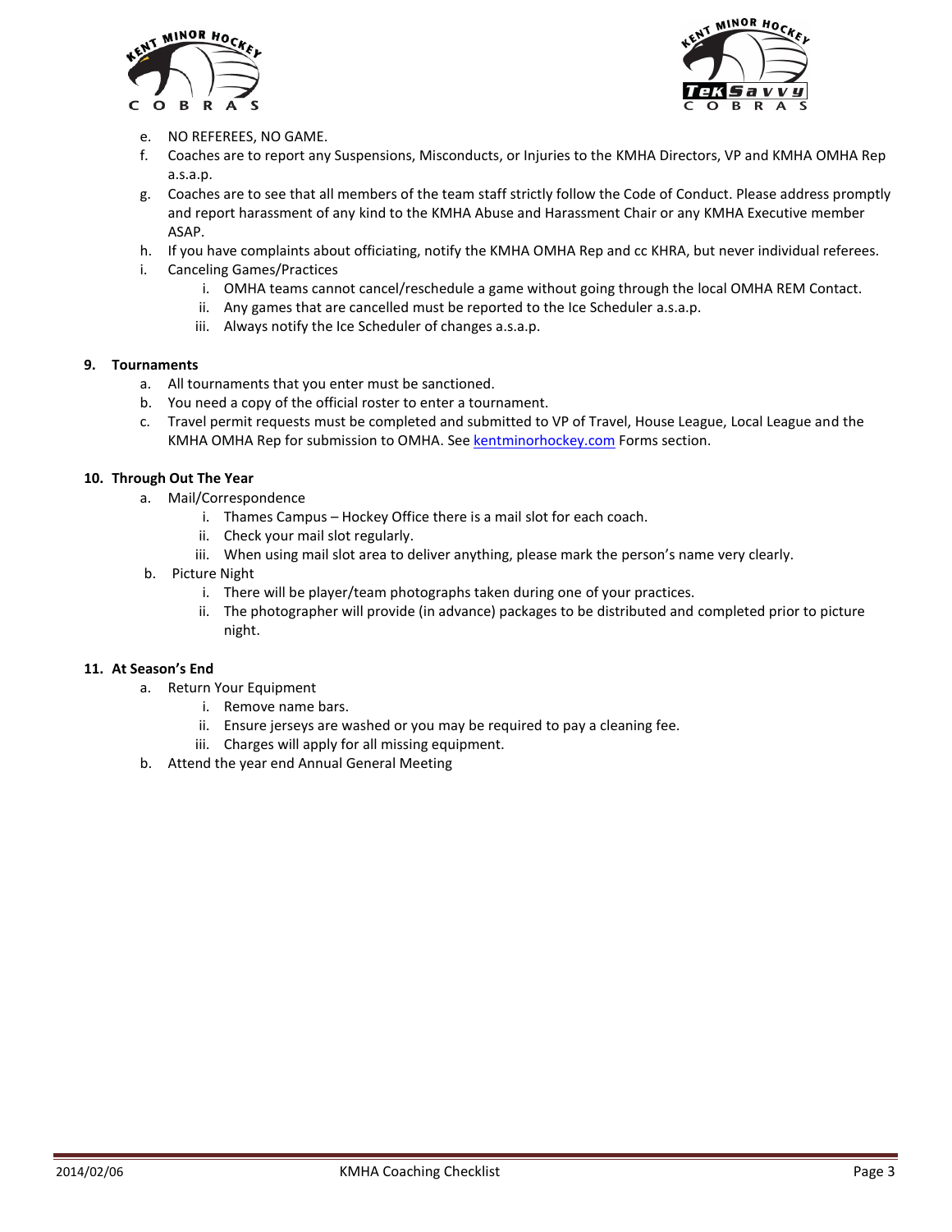e. NO REFEREES, NO GAME.
f. Coaches are to report any Suspensions, Misconducts, or Injuries to the KMHA Directors, VP and KMHA OMHA Rep a.s.a.p.
g. Coaches are to see that all members of the team staff strictly follow the Code of Conduct. Please address promptly and report harassment of any kind to the KMHA Abuse and Harassment Chair or any KMHA Executive member ASAP.
h. If you have complaints about officiating, notify the KMHA OMHA Rep and cc KHRA, but never individual referees.
i. Canceling Games/Practices
    i. OMHA teams cannot cancel/reschedule a game without going through the local OMHA REM Contact.
    ii. Any games that are cancelled must be reported to the Ice Scheduler a.s.a.p.
    iii. Always notify the Ice Scheduler of changes a.s.a.p.

**9. Tournaments**

a. All tournaments that you enter must be sanctioned.
b. You need a copy of the official roster to enter a tournament.
c. Travel permit requests must be completed and submitted to VP of Travel, House League, Local League and the KMHA OMHA Rep for submission to OMHA. See kentminorhockey.com Forms section.

**10. Through Out The Year**

a. Mail/Correspondence
    i. Thames Campus – Hockey Office there is a mail slot for each coach.
    ii. Check your mail slot regularly.
    iii. When using mail slot area to deliver anything, please mark the person's name very clearly.
b. Picture Night
    i. There will be player/team photographs taken during one of your practices.
    ii. The photographer will provide (in advance) packages to be distributed and completed prior to picture night.

**11. At Season's End**

a. Return Your Equipment
    i. Remove name bars.
    ii. Ensure jerseys are washed or you may be required to pay a cleaning fee.
    iii. Charges will apply for all missing equipment.
b. Attend the year end Annual General Meeting